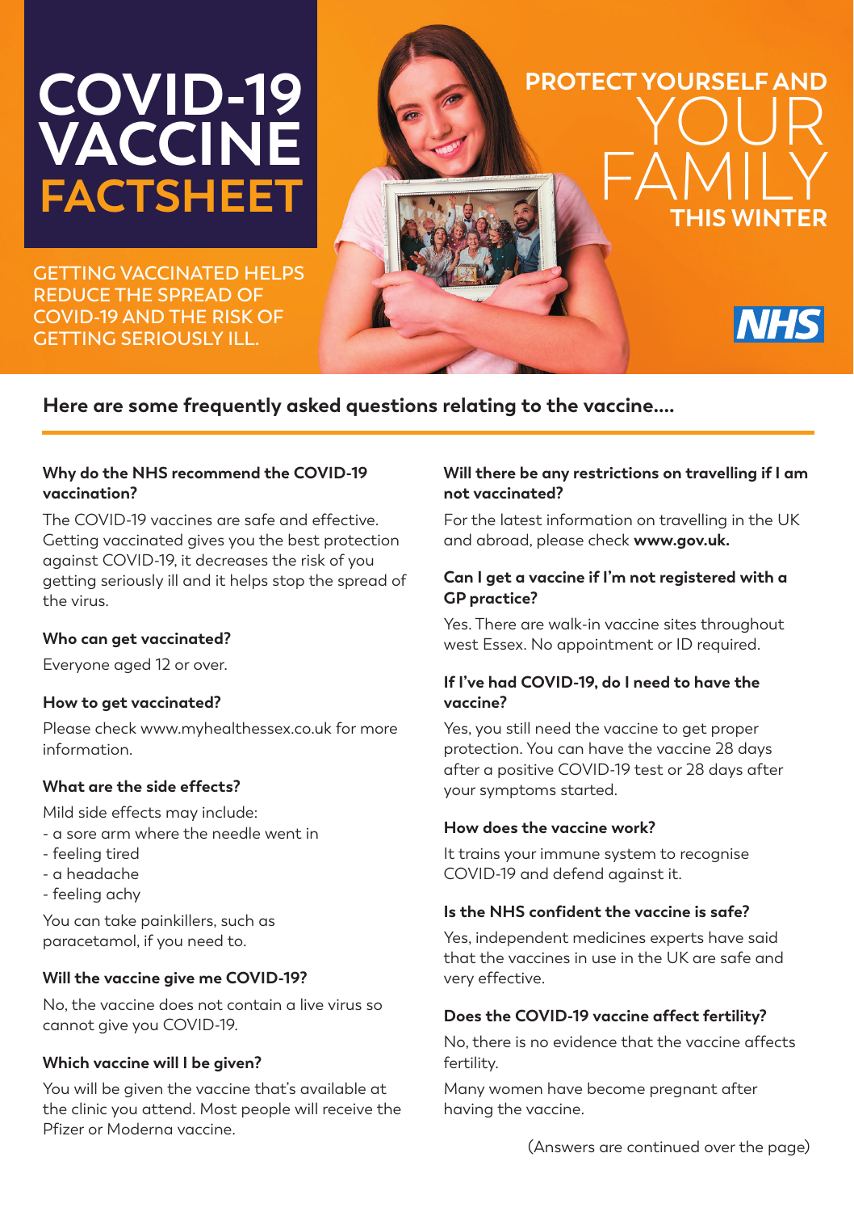# COVID-19 VACCINE FACTSHEET

GETTING VACCINATED HELPS REDUCE THE SPREAD OF COVID-19 AND THE RISK OF GETTING SERIOUSLY ILL.

PROTECT YOURSELF AND YOUR FAMILY THIS WINTER

NHS

## Here are some frequently asked questions relating to the vaccine....

**Why do the NHS recommend the COVID-19 vaccination?**

The COVID-19 vaccines are safe and effective. Getting vaccinated gives you the best protection against COVID-19, it decreases the risk of you getting seriously ill and it helps stop the spread of the virus.

**Who can get vaccinated?**

Everyone aged 12 or over.

**How to get vaccinated?**

Please check www.myhealthessex.co.uk for more information.

**What are the side effects?**

Mild side effects may include:

- a sore arm where the needle went in
- feeling tired
- a headache
- feeling achy

You can take painkillers, such as paracetamol, if you need to.

**Will the vaccine give me COVID-19?**

No, the vaccine does not contain a live virus so cannot give you COVID-19.

**Which vaccine will I be given?**

You will be given the vaccine that's available at the clinic you attend. Most people will receive the Pfizer or Moderna vaccine.

**Will there be any restrictions on travelling if I am not vaccinated?**

For the latest information on travelling in the UK and abroad, please check **www.gov.uk.**

**Can I get a vaccine if I'm not registered with a GP practice?**

Yes. There are walk-in vaccine sites throughout west Essex. No appointment or ID required.

**If I've had COVID-19, do I need to have the vaccine?**

Yes, you still need the vaccine to get proper protection. You can have the vaccine 28 days after a positive COVID-19 test or 28 days after your symptoms started.

**How does the vaccine work?**

It trains your immune system to recognise COVID-19 and defend against it.

**Is the NHS confident the vaccine is safe?**

Yes, independent medicines experts have said that the vaccines in use in the UK are safe and very effective.

**Does the COVID-19 vaccine affect fertility?**

No, there is no evidence that the vaccine affects fertility.

Many women have become pregnant after having the vaccine.

(Answers are continued over the page)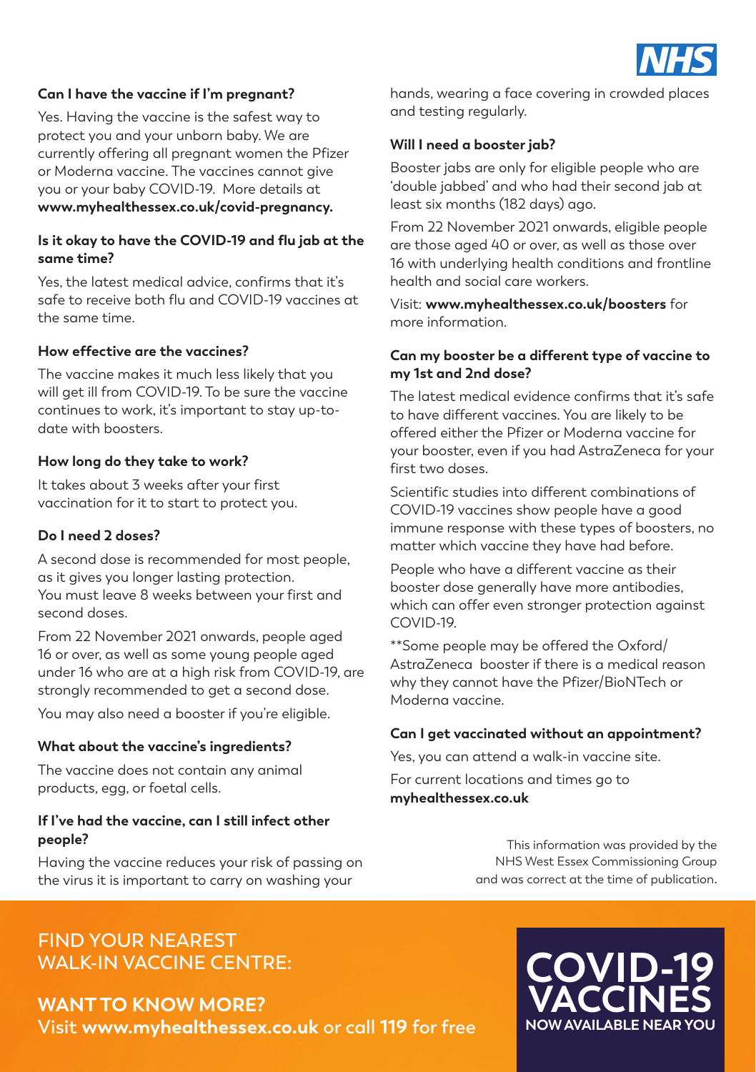### Can I have the vaccine if I'm pregnant?

Yes. Having the vaccine is the safest way to protect you and your unborn baby. We are currently offering all pregnant women the Pfizer or Moderna vaccine. The vaccines cannot give you or your baby COVID-19. More details at **www.myhealthessex.co.uk/covid-pregnancy.**

### Is it okay to have the COVID-19 and flu jab at the same time?

Yes, the latest medical advice, confirms that it's safe to receive both flu and COVID-19 vaccines at the same time.

### How effective are the vaccines?

The vaccine makes it much less likely that you will get ill from COVID-19. To be sure the vaccine continues to work, it's important to stay up-to-date with boosters.

### How long do they take to work?

It takes about 3 weeks after your first vaccination for it to start to protect you.

### Do I need 2 doses?

A second dose is recommended for most people, as it gives you longer lasting protection. You must leave 8 weeks between your first and second doses.

From 22 November 2021 onwards, people aged 16 or over, as well as some young people aged under 16 who are at a high risk from COVID-19, are strongly recommended to get a second dose.

You may also need a booster if you're eligible.

### What about the vaccine's ingredients?

The vaccine does not contain any animal products, egg, or foetal cells.

### If I've had the vaccine, can I still infect other people?

Having the vaccine reduces your risk of passing on the virus it is important to carry on washing your hands, wearing a face covering in crowded places and testing regularly.

### Will I need a booster jab?

Booster jabs are only for eligible people who are 'double jabbed' and who had their second jab at least six months (182 days) ago.

From 22 November 2021 onwards, eligible people are those aged 40 or over, as well as those over 16 with underlying health conditions and frontline health and social care workers.

Visit: **www.myhealthessex.co.uk/boosters** for more information.

### Can my booster be a different type of vaccine to my 1st and 2nd dose?

The latest medical evidence confirms that it's safe to have different vaccines. You are likely to be offered either the Pfizer or Moderna vaccine for your booster, even if you had AstraZeneca for your first two doses.

Scientific studies into different combinations of COVID-19 vaccines show people have a good immune response with these types of boosters, no matter which vaccine they have had before.

People who have a different vaccine as their booster dose generally have more antibodies, which can offer even stronger protection against COVID-19.

**Some people may be offered the Oxford/ AstraZeneca booster if there is a medical reason why they cannot have the Pfizer/BioNTech or Moderna vaccine.

### Can I get vaccinated without an appointment?

Yes, you can attend a walk-in vaccine site.

For current locations and times go to **myhealthessex.co.uk**

This information was provided by the NHS West Essex Commissioning Group and was correct at the time of publication.

## FIND YOUR NEAREST WALK-IN VACCINE CENTRE:

## WANT TO KNOW MORE?

Visit **www.myhealthessex.co.uk** or call **119** for free

**COVID-19 VACCINES**
**NOW AVAILABLE NEAR YOU**